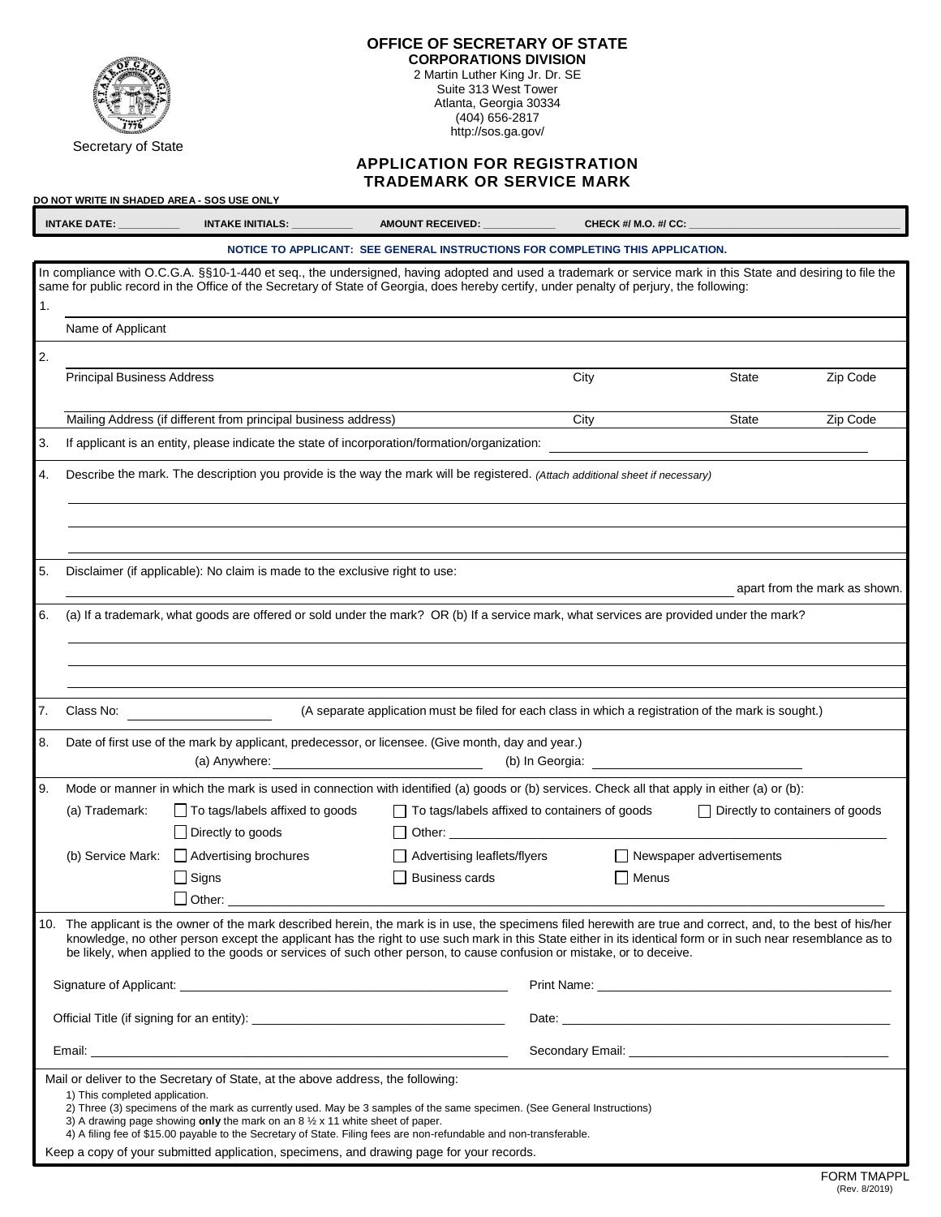Secretary of State

# OFFICE OF SECRETARY OF STATE

**CORPORATIONS DIVISION**

2 Martin Luther King Jr. Dr. SE
Suite 313 West Tower
Atlanta, Georgia 30334
(404) 656-2817
http://sos.ga.gov/

## APPLICATION FOR REGISTRATION TRADEMARK OR SERVICE MARK

**DO NOT WRITE IN SHADED AREA - SOS USE ONLY**

**INTAKE DATE:** __________ **INTAKE INITIALS:** __________ **AMOUNT RECEIVED:** __________ **CHECK #/ M.O. #/ CC:** __________

**NOTICE TO APPLICANT: SEE GENERAL INSTRUCTIONS FOR COMPLETING THIS APPLICATION.**

In compliance with O.C.G.A. §§10-1-440 et seq., the undersigned, having adopted and used a trademark or service mark in this State and desiring to file the same for public record in the Office of the Secretary of State of Georgia, does hereby certify, under penalty of perjury, the following:

1. ______________________________
   Name of Applicant

2. ______________________________
   Principal Business Address | City | State | Zip Code

   ______________________________
   Mailing Address (if different from principal business address) | City | State | Zip Code

3. If applicant is an entity, please indicate the state of incorporation/formation/organization: ______________________________

4. Describe the mark. The description you provide is the way the mark will be registered. *(Attach additional sheet if necessary)*

   ______________________________

5. Disclaimer (if applicable): No claim is made to the exclusive right to use:
   ______________________________ apart from the mark as shown.

6. (a) If a trademark, what goods are offered or sold under the mark? OR (b) If a service mark, what services are provided under the mark?

   ______________________________

7. Class No: __________ (A separate application must be filed for each class in which a registration of the mark is sought.)

8. Date of first use of the mark by applicant, predecessor, or licensee. (Give month, day and year.)
   (a) Anywhere: __________ (b) In Georgia: __________

9. Mode or manner in which the mark is used in connection with identified (a) goods or (b) services. Check all that apply in either (a) or (b):

   (a) Trademark:
   - ☐ To tags/labels affixed to goods
   - ☐ To tags/labels affixed to containers of goods
   - ☐ Directly to containers of goods
   - ☐ Directly to goods
   - ☐ Other: __________

   (b) Service Mark:
   - ☐ Advertising brochures
   - ☐ Advertising leaflets/flyers
   - ☐ Newspaper advertisements
   - ☐ Signs
   - ☐ Business cards
   - ☐ Menus
   - ☐ Other: __________

10. The applicant is the owner of the mark described herein, the mark is in use, the specimens filed herewith are true and correct, and, to the best of his/her knowledge, no other person except the applicant has the right to use such mark in this State either in its identical form or in such near resemblance as to be likely, when applied to the goods or services of such other person, to cause confusion or mistake, or to deceive.

Signature of Applicant: __________ Print Name: __________

Official Title (if signing for an entity): __________ Date: __________

Email: __________ Secondary Email: __________

Mail or deliver to the Secretary of State, at the above address, the following:

1) This completed application.
2) Three (3) specimens of the mark as currently used. May be 3 samples of the same specimen. (See General Instructions)
3) A drawing page showing **only** the mark on an 8 ½ x 11 white sheet of paper.
4) A filing fee of $15.00 payable to the Secretary of State. Filing fees are non-refundable and non-transferable.

Keep a copy of your submitted application, specimens, and drawing page for your records.

FORM TMAPPL
(Rev. 8/2019)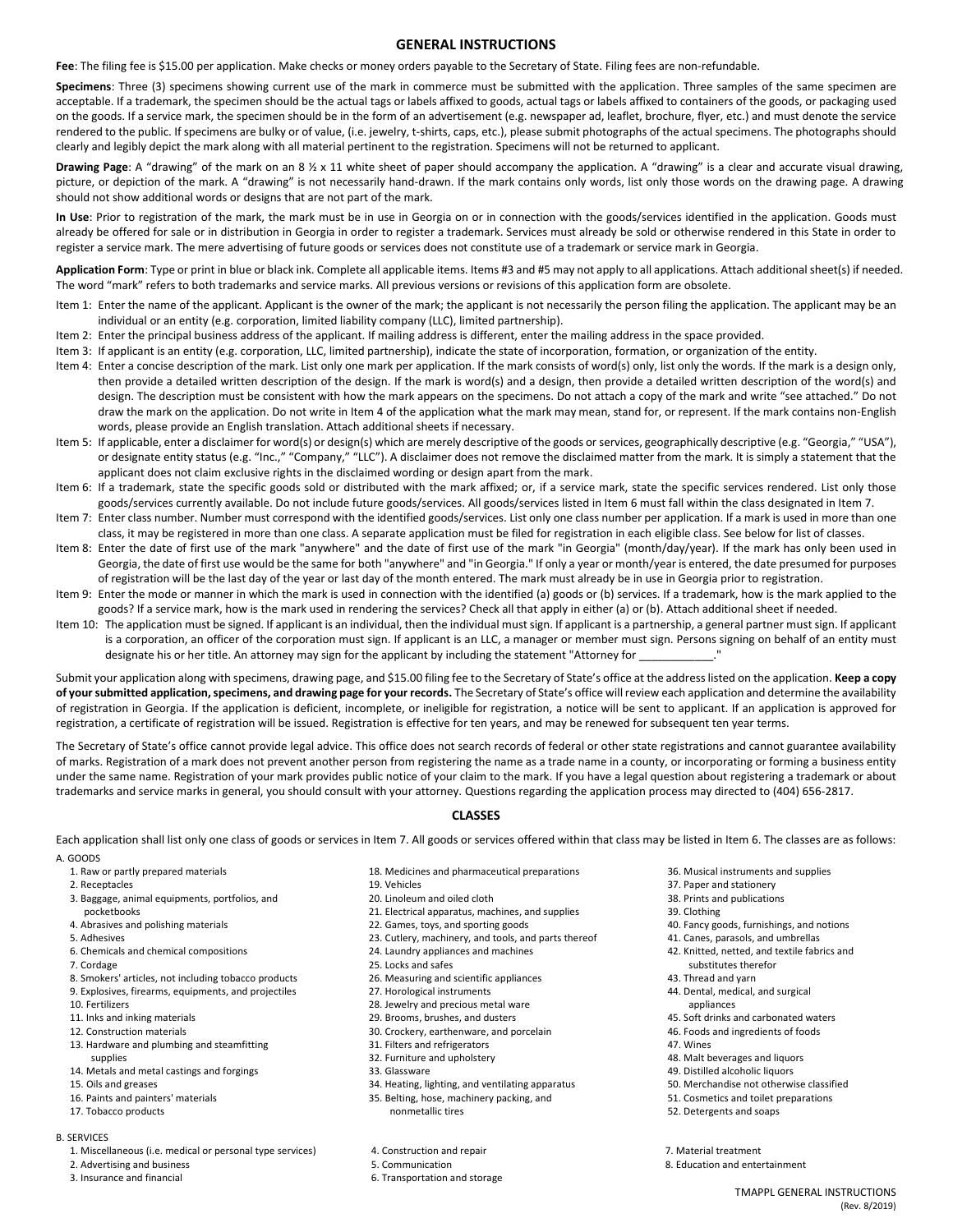## GENERAL INSTRUCTIONS

**Fee**: The filing fee is $15.00 per application. Make checks or money orders payable to the Secretary of State. Filing fees are non-refundable.

**Specimens**: Three (3) specimens showing current use of the mark in commerce must be submitted with the application. Three samples of the same specimen are acceptable. If a trademark, the specimen should be the actual tags or labels affixed to goods, actual tags or labels affixed to containers of the goods, or packaging used on the goods. If a service mark, the specimen should be in the form of an advertisement (e.g. newspaper ad, leaflet, brochure, flyer, etc.) and must denote the service rendered to the public. If specimens are bulky or of value, (i.e. jewelry, t-shirts, caps, etc.), please submit photographs of the actual specimens. The photographs should clearly and legibly depict the mark along with all material pertinent to the registration. Specimens will not be returned to applicant.

**Drawing Page**: A "drawing" of the mark on an 8 ½ x 11 white sheet of paper should accompany the application. A "drawing" is a clear and accurate visual drawing, picture, or depiction of the mark. A "drawing" is not necessarily hand-drawn. If the mark contains only words, list only those words on the drawing page. A drawing should not show additional words or designs that are not part of the mark.

**In Use**: Prior to registration of the mark, the mark must be in use in Georgia on or in connection with the goods/services identified in the application. Goods must already be offered for sale or in distribution in Georgia in order to register a trademark. Services must already be sold or otherwise rendered in this State in order to register a service mark. The mere advertising of future goods or services does not constitute use of a trademark or service mark in Georgia.

**Application Form**: Type or print in blue or black ink. Complete all applicable items. Items #3 and #5 may not apply to all applications. Attach additional sheet(s) if needed. The word "mark" refers to both trademarks and service marks. All previous versions or revisions of this application form are obsolete.

- Item 1: Enter the name of the applicant. Applicant is the owner of the mark; the applicant is not necessarily the person filing the application. The applicant may be an individual or an entity (e.g. corporation, limited liability company (LLC), limited partnership).
- Item 2: Enter the principal business address of the applicant. If mailing address is different, enter the mailing address in the space provided.
- Item 3: If applicant is an entity (e.g. corporation, LLC, limited partnership), indicate the state of incorporation, formation, or organization of the entity.
- Item 4: Enter a concise description of the mark. List only one mark per application. If the mark consists of word(s) only, list only the words. If the mark is a design only, then provide a detailed written description of the design. If the mark is word(s) and a design, then provide a detailed written description of the word(s) and design. The description must be consistent with how the mark appears on the specimens. Do not attach a copy of the mark and write "see attached." Do not draw the mark on the application. Do not write in Item 4 of the application what the mark may mean, stand for, or represent. If the mark contains non-English words, please provide an English translation. Attach additional sheets if necessary.
- Item 5: If applicable, enter a disclaimer for word(s) or design(s) which are merely descriptive of the goods or services, geographically descriptive (e.g. "Georgia," "USA"), or designate entity status (e.g. "Inc.," "Company," "LLC"). A disclaimer does not remove the disclaimed matter from the mark. It is simply a statement that the applicant does not claim exclusive rights in the disclaimed wording or design apart from the mark.
- Item 6: If a trademark, state the specific goods sold or distributed with the mark affixed; or, if a service mark, state the specific services rendered. List only those goods/services currently available. Do not include future goods/services. All goods/services listed in Item 6 must fall within the class designated in Item 7.
- Item 7: Enter class number. Number must correspond with the identified goods/services. List only one class number per application. If a mark is used in more than one class, it may be registered in more than one class. A separate application must be filed for registration in each eligible class. See below for list of classes.
- Item 8: Enter the date of first use of the mark "anywhere" and the date of first use of the mark "in Georgia" (month/day/year). If the mark has only been used in Georgia, the date of first use would be the same for both "anywhere" and "in Georgia." If only a year or month/year is entered, the date presumed for purposes of registration will be the last day of the year or last day of the month entered. The mark must already be in use in Georgia prior to registration.
- Item 9: Enter the mode or manner in which the mark is used in connection with the identified (a) goods or (b) services. If a trademark, how is the mark applied to the goods? If a service mark, how is the mark used in rendering the services? Check all that apply in either (a) or (b). Attach additional sheet if needed.
- Item 10: The application must be signed. If applicant is an individual, then the individual must sign. If applicant is a partnership, a general partner must sign. If applicant is a corporation, an officer of the corporation must sign. If applicant is an LLC, a manager or member must sign. Persons signing on behalf of an entity must designate his or her title. An attorney may sign for the applicant by including the statement "Attorney for ____________."

Submit your application along with specimens, drawing page, and $15.00 filing fee to the Secretary of State's office at the address listed on the application. **Keep a copy of your submitted application, specimens, and drawing page for your records.** The Secretary of State's office will review each application and determine the availability of registration in Georgia. If the application is deficient, incomplete, or ineligible for registration, a notice will be sent to applicant. If an application is approved for registration, a certificate of registration will be issued. Registration is effective for ten years, and may be renewed for subsequent ten year terms.

The Secretary of State's office cannot provide legal advice. This office does not search records of federal or other state registrations and cannot guarantee availability of marks. Registration of a mark does not prevent another person from registering the name as a trade name in a county, or incorporating or forming a business entity under the same name. Registration of your mark provides public notice of your claim to the mark. If you have a legal question about registering a trademark or about trademarks and service marks in general, you should consult with your attorney. Questions regarding the application process may directed to (404) 656-2817.

## CLASSES

Each application shall list only one class of goods or services in Item 7. All goods or services offered within that class may be listed in Item 6. The classes are as follows:

A. GOODS

1. Raw or partly prepared materials
2. Receptacles
3. Baggage, animal equipments, portfolios, and pocketbooks
4. Abrasives and polishing materials
5. Adhesives
6. Chemicals and chemical compositions
7. Cordage
8. Smokers' articles, not including tobacco products
9. Explosives, firearms, equipments, and projectiles
10. Fertilizers
11. Inks and inking materials
12. Construction materials
13. Hardware and plumbing and steamfitting supplies
14. Metals and metal castings and forgings
15. Oils and greases
16. Paints and painters' materials
17. Tobacco products
18. Medicines and pharmaceutical preparations
19. Vehicles
20. Linoleum and oiled cloth
21. Electrical apparatus, machines, and supplies
22. Games, toys, and sporting goods
23. Cutlery, machinery, and tools, and parts thereof
24. Laundry appliances and machines
25. Locks and safes
26. Measuring and scientific appliances
27. Horological instruments
28. Jewelry and precious metal ware
29. Brooms, brushes, and dusters
30. Crockery, earthenware, and porcelain
31. Filters and refrigerators
32. Furniture and upholstery
33. Glassware
34. Heating, lighting, and ventilating apparatus
35. Belting, hose, machinery packing, and nonmetallic tires
36. Musical instruments and supplies
37. Paper and stationery
38. Prints and publications
39. Clothing
40. Fancy goods, furnishings, and notions
41. Canes, parasols, and umbrellas
42. Knitted, netted, and textile fabrics and substitutes therefor
43. Thread and yarn
44. Dental, medical, and surgical appliances
45. Soft drinks and carbonated waters
46. Foods and ingredients of foods
47. Wines
48. Malt beverages and liquors
49. Distilled alcoholic liquors
50. Merchandise not otherwise classified
51. Cosmetics and toilet preparations
52. Detergents and soaps

B. SERVICES

1. Miscellaneous (i.e. medical or personal type services)
2. Advertising and business
3. Insurance and financial
4. Construction and repair
5. Communication
6. Transportation and storage
7. Material treatment
8. Education and entertainment

TMAPPL GENERAL INSTRUCTIONS (Rev. 8/2019)